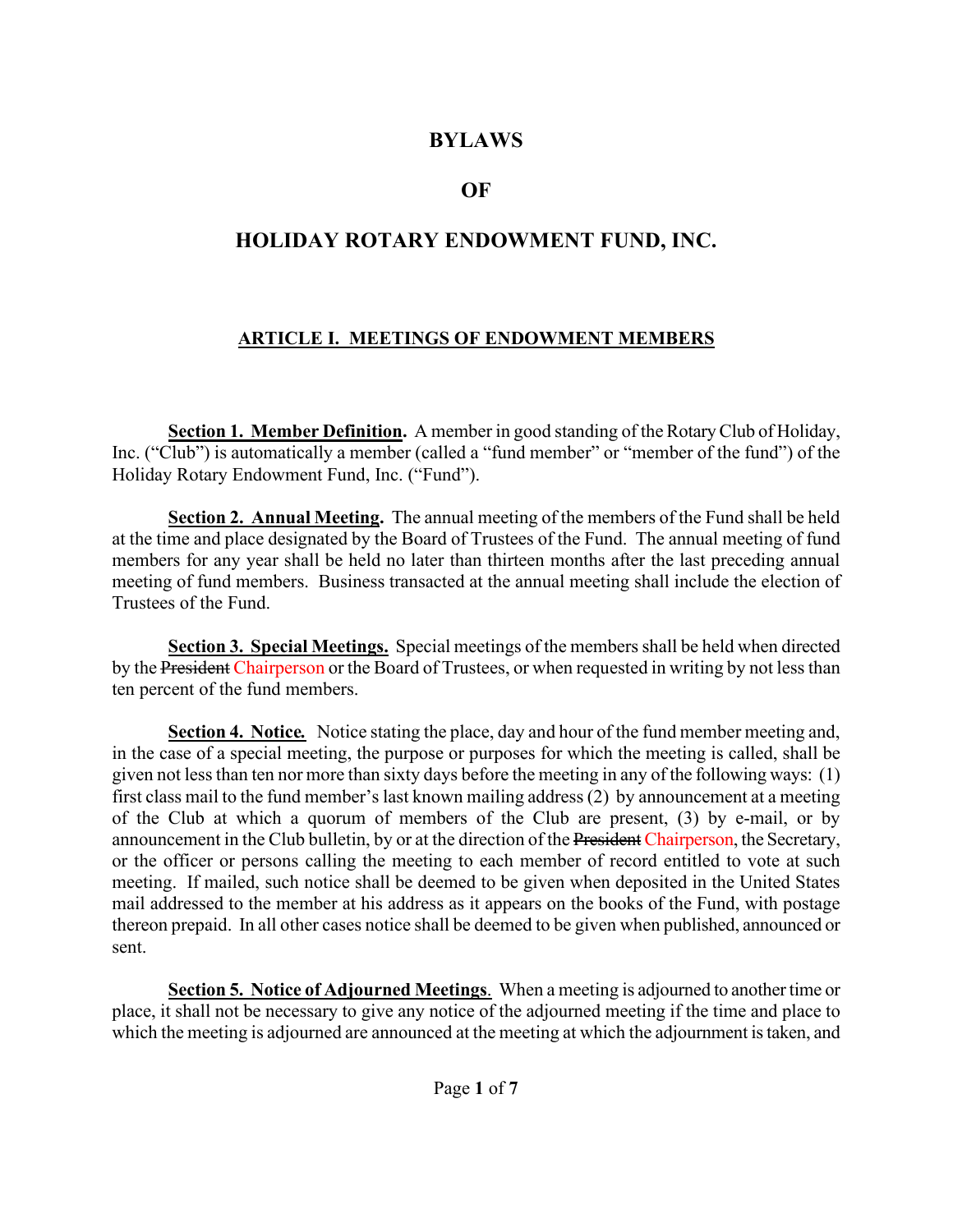# BYLAWS

# OF

# HOLIDAY ROTARY ENDOWMENT FUND, INC.

## ARTICLE I. MEETINGS OF ENDOWMENT MEMBERS

**Section 1. Member Definition.** A member in good standing of the Rotary Club of Holiday, Inc. ("Club") is automatically a member (called a "fund member" or "member of the fund") of the Holiday Rotary Endowment Fund, Inc. ("Fund").

**Section 2. Annual Meeting.** The annual meeting of the members of the Fund shall be held at the time and place designated by the Board of Trustees of the Fund. The annual meeting of fund members for any year shall be held no later than thirteen months after the last preceding annual meeting of fund members. Business transacted at the annual meeting shall include the election of Trustees of the Fund.

**Section 3. Special Meetings.** Special meetings of the members shall be held when directed by the ~~President~~ Chairperson or the Board of Trustees, or when requested in writing by not less than ten percent of the fund members.

**Section 4. Notice.** Notice stating the place, day and hour of the fund member meeting and, in the case of a special meeting, the purpose or purposes for which the meeting is called, shall be given not less than ten nor more than sixty days before the meeting in any of the following ways: (1) first class mail to the fund member's last known mailing address (2) by announcement at a meeting of the Club at which a quorum of members of the Club are present, (3) by e-mail, or by announcement in the Club bulletin, by or at the direction of the ~~President~~ Chairperson, the Secretary, or the officer or persons calling the meeting to each member of record entitled to vote at such meeting. If mailed, such notice shall be deemed to be given when deposited in the United States mail addressed to the member at his address as it appears on the books of the Fund, with postage thereon prepaid. In all other cases notice shall be deemed to be given when published, announced or sent.

**Section 5. Notice of Adjourned Meetings.** When a meeting is adjourned to another time or place, it shall not be necessary to give any notice of the adjourned meeting if the time and place to which the meeting is adjourned are announced at the meeting at which the adjournment is taken, and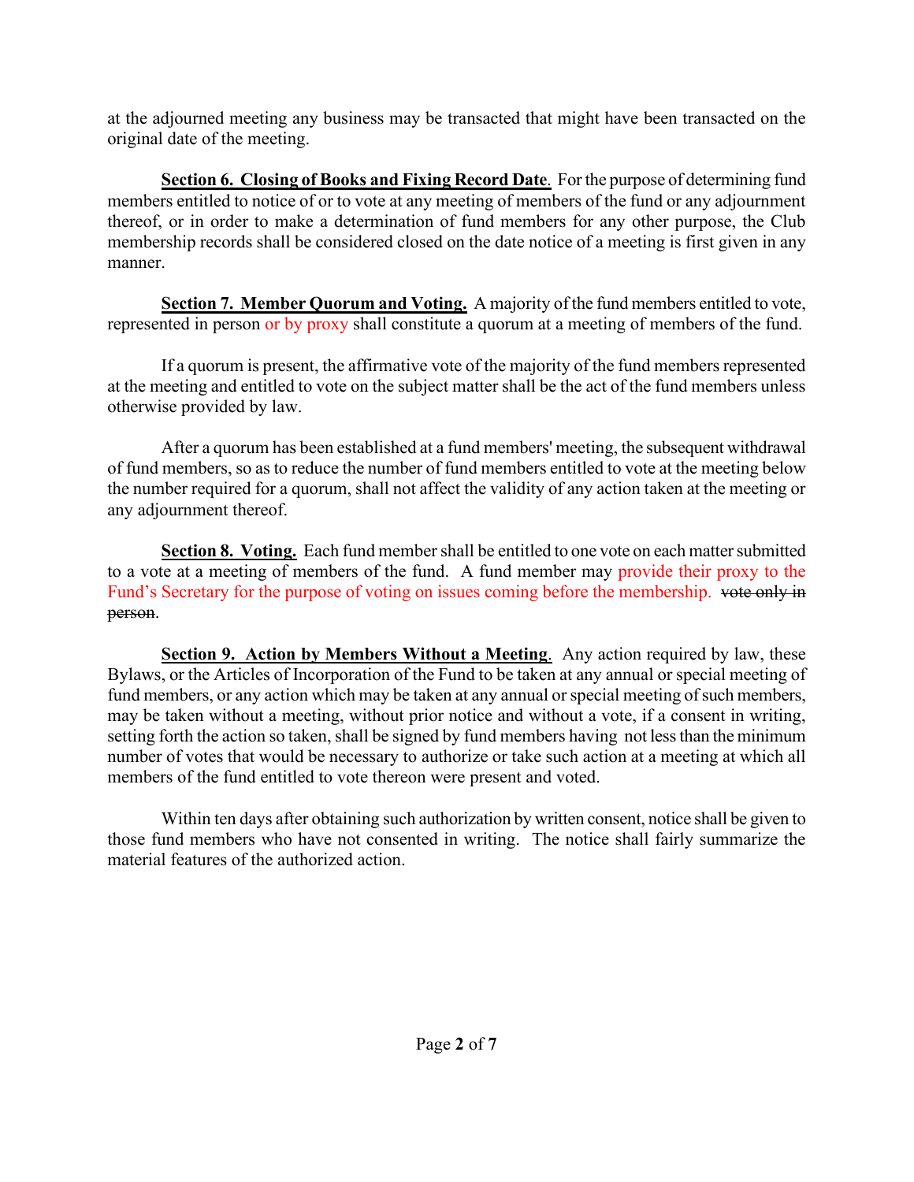at the adjourned meeting any business may be transacted that might have been transacted on the original date of the meeting.

**Section 6. Closing of Books and Fixing Record Date**. For the purpose of determining fund members entitled to notice of or to vote at any meeting of members of the fund or any adjournment thereof, or in order to make a determination of fund members for any other purpose, the Club membership records shall be considered closed on the date notice of a meeting is first given in any manner.

**Section 7. Member Quorum and Voting.** A majority of the fund members entitled to vote, represented in person or by proxy shall constitute a quorum at a meeting of members of the fund.

If a quorum is present, the affirmative vote of the majority of the fund members represented at the meeting and entitled to vote on the subject matter shall be the act of the fund members unless otherwise provided by law.

After a quorum has been established at a fund members' meeting, the subsequent withdrawal of fund members, so as to reduce the number of fund members entitled to vote at the meeting below the number required for a quorum, shall not affect the validity of any action taken at the meeting or any adjournment thereof.

**Section 8. Voting.** Each fund member shall be entitled to one vote on each matter submitted to a vote at a meeting of members of the fund. A fund member may provide their proxy to the Fund's Secretary for the purpose of voting on issues coming before the membership. ~~vote only in person~~.

**Section 9. Action by Members Without a Meeting**. Any action required by law, these Bylaws, or the Articles of Incorporation of the Fund to be taken at any annual or special meeting of fund members, or any action which may be taken at any annual or special meeting of such members, may be taken without a meeting, without prior notice and without a vote, if a consent in writing, setting forth the action so taken, shall be signed by fund members having not less than the minimum number of votes that would be necessary to authorize or take such action at a meeting at which all members of the fund entitled to vote thereon were present and voted.

Within ten days after obtaining such authorization by written consent, notice shall be given to those fund members who have not consented in writing. The notice shall fairly summarize the material features of the authorized action.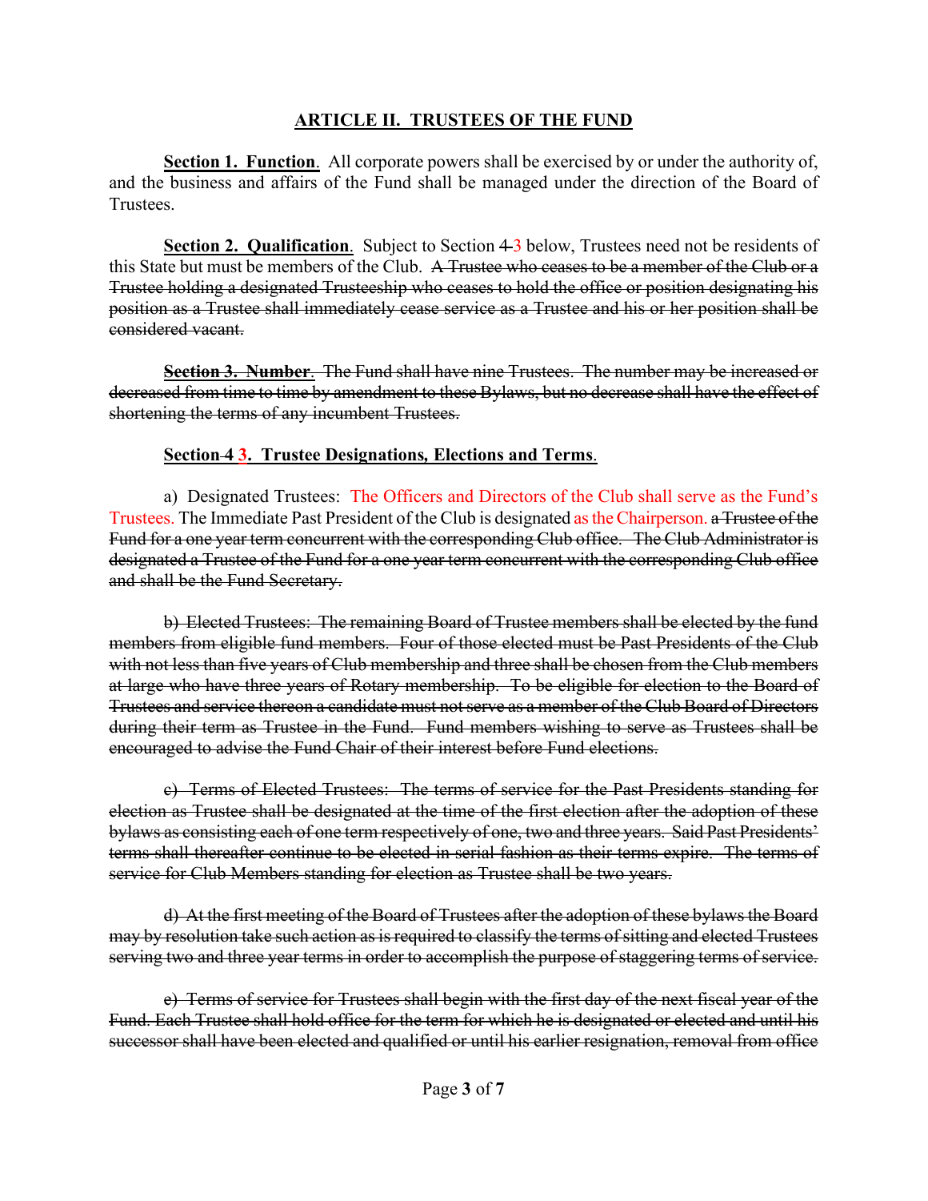## ARTICLE II. TRUSTEES OF THE FUND

**Section 1. Function**. All corporate powers shall be exercised by or under the authority of, and the business and affairs of the Fund shall be managed under the direction of the Board of Trustees.

**Section 2. Qualification**. Subject to Section ~~4~~ 3 below, Trustees need not be residents of this State but must be members of the Club. ~~A Trustee who ceases to be a member of the Club or a Trustee holding a designated Trusteeship who ceases to hold the office or position designating his position as a Trustee shall immediately cease service as a Trustee and his or her position shall be considered vacant.~~

~~**Section 3. Number**. The Fund shall have nine Trustees. The number may be increased or decreased from time to time by amendment to these Bylaws, but no decrease shall have the effect of shortening the terms of any incumbent Trustees.~~

**Section ~~4~~ 3. Trustee Designations, Elections and Terms**.

a) Designated Trustees: The Officers and Directors of the Club shall serve as the Fund's Trustees. The Immediate Past President of the Club is designated as the Chairperson. ~~a Trustee of the Fund for a one year term concurrent with the corresponding Club office. The Club Administrator is designated a Trustee of the Fund for a one year term concurrent with the corresponding Club office and shall be the Fund Secretary.~~

~~b) Elected Trustees: The remaining Board of Trustee members shall be elected by the fund members from eligible fund members. Four of those elected must be Past Presidents of the Club with not less than five years of Club membership and three shall be chosen from the Club members at large who have three years of Rotary membership. To be eligible for election to the Board of Trustees and service thereon a candidate must not serve as a member of the Club Board of Directors during their term as Trustee in the Fund. Fund members wishing to serve as Trustees shall be encouraged to advise the Fund Chair of their interest before Fund elections.~~

~~c) Terms of Elected Trustees: The terms of service for the Past Presidents standing for election as Trustee shall be designated at the time of the first election after the adoption of these bylaws as consisting each of one term respectively of one, two and three years. Said Past Presidents' terms shall thereafter continue to be elected in serial fashion as their terms expire. The terms of service for Club Members standing for election as Trustee shall be two years.~~

~~d) At the first meeting of the Board of Trustees after the adoption of these bylaws the Board may by resolution take such action as is required to classify the terms of sitting and elected Trustees serving two and three year terms in order to accomplish the purpose of staggering terms of service.~~

~~e) Terms of service for Trustees shall begin with the first day of the next fiscal year of the Fund. Each Trustee shall hold office for the term for which he is designated or elected and until his successor shall have been elected and qualified or until his earlier resignation, removal from office~~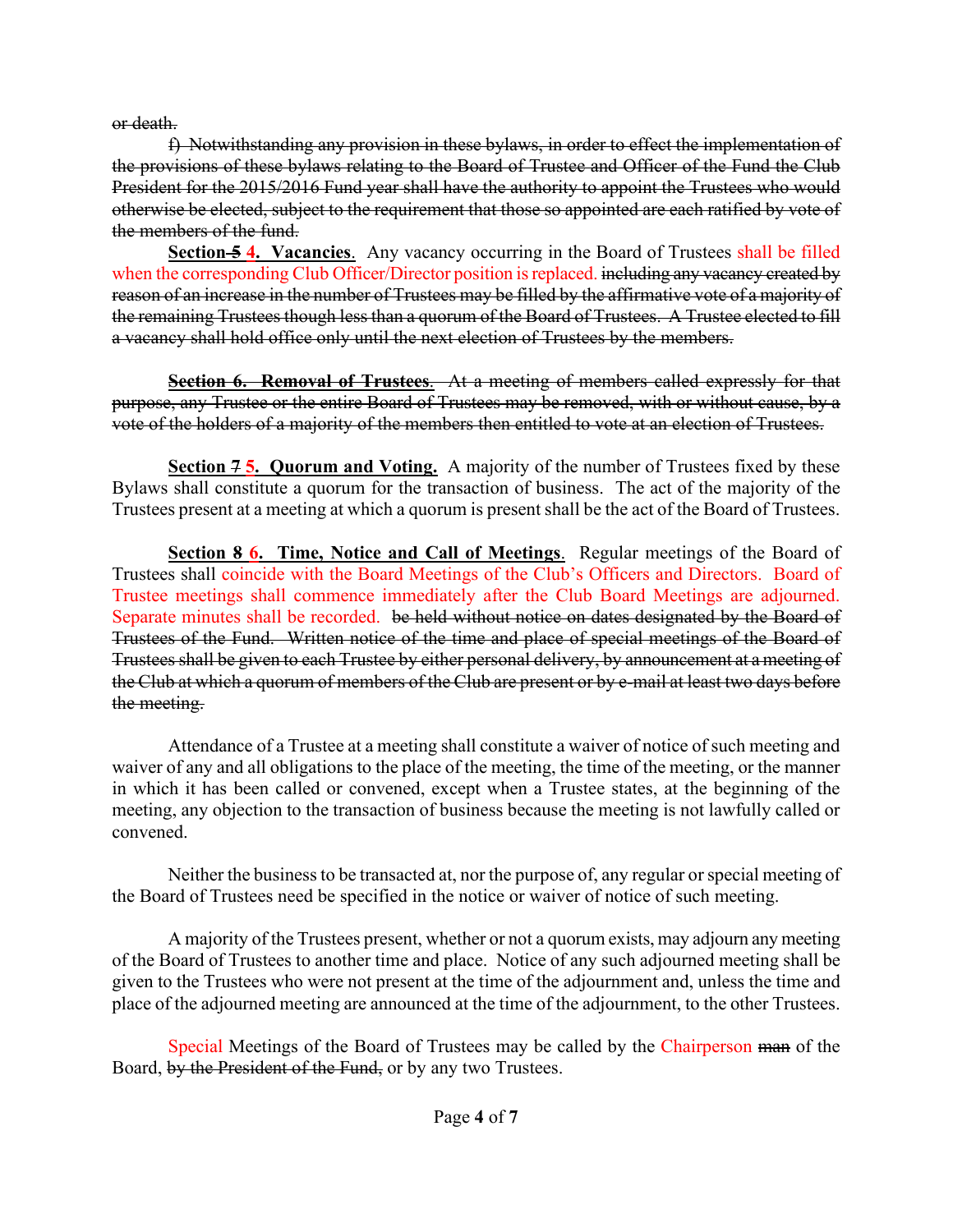~~or death.~~

~~f) Notwithstanding any provision in these bylaws, in order to effect the implementation of the provisions of these bylaws relating to the Board of Trustee and Officer of the Fund the Club President for the 2015/2016 Fund year shall have the authority to appoint the Trustees who would otherwise be elected, subject to the requirement that those so appointed are each ratified by vote of the members of the fund.~~

**Section ~~5~~ 4. Vacancies**. Any vacancy occurring in the Board of Trustees shall be filled when the corresponding Club Officer/Director position is replaced. ~~including any vacancy created by reason of an increase in the number of Trustees may be filled by the affirmative vote of a majority of the remaining Trustees though less than a quorum of the Board of Trustees. A Trustee elected to fill a vacancy shall hold office only until the next election of Trustees by the members.~~

~~**Section 6. Removal of Trustees**. At a meeting of members called expressly for that purpose, any Trustee or the entire Board of Trustees may be removed, with or without cause, by a vote of the holders of a majority of the members then entitled to vote at an election of Trustees.~~

**Section ~~7~~ 5. Quorum and Voting.** A majority of the number of Trustees fixed by these Bylaws shall constitute a quorum for the transaction of business. The act of the majority of the Trustees present at a meeting at which a quorum is present shall be the act of the Board of Trustees.

**Section ~~8~~ 6. Time, Notice and Call of Meetings**. Regular meetings of the Board of Trustees shall coincide with the Board Meetings of the Club's Officers and Directors. Board of Trustee meetings shall commence immediately after the Club Board Meetings are adjourned. Separate minutes shall be recorded. ~~be held without notice on dates designated by the Board of Trustees of the Fund. Written notice of the time and place of special meetings of the Board of Trustees shall be given to each Trustee by either personal delivery, by announcement at a meeting of the Club at which a quorum of members of the Club are present or by e-mail at least two days before the meeting.~~

Attendance of a Trustee at a meeting shall constitute a waiver of notice of such meeting and waiver of any and all obligations to the place of the meeting, the time of the meeting, or the manner in which it has been called or convened, except when a Trustee states, at the beginning of the meeting, any objection to the transaction of business because the meeting is not lawfully called or convened.

Neither the business to be transacted at, nor the purpose of, any regular or special meeting of the Board of Trustees need be specified in the notice or waiver of notice of such meeting.

A majority of the Trustees present, whether or not a quorum exists, may adjourn any meeting of the Board of Trustees to another time and place. Notice of any such adjourned meeting shall be given to the Trustees who were not present at the time of the adjournment and, unless the time and place of the adjourned meeting are announced at the time of the adjournment, to the other Trustees.

Special Meetings of the Board of Trustees may be called by the Chairperson ~~man~~ of the Board, ~~by the President of the Fund,~~ or by any two Trustees.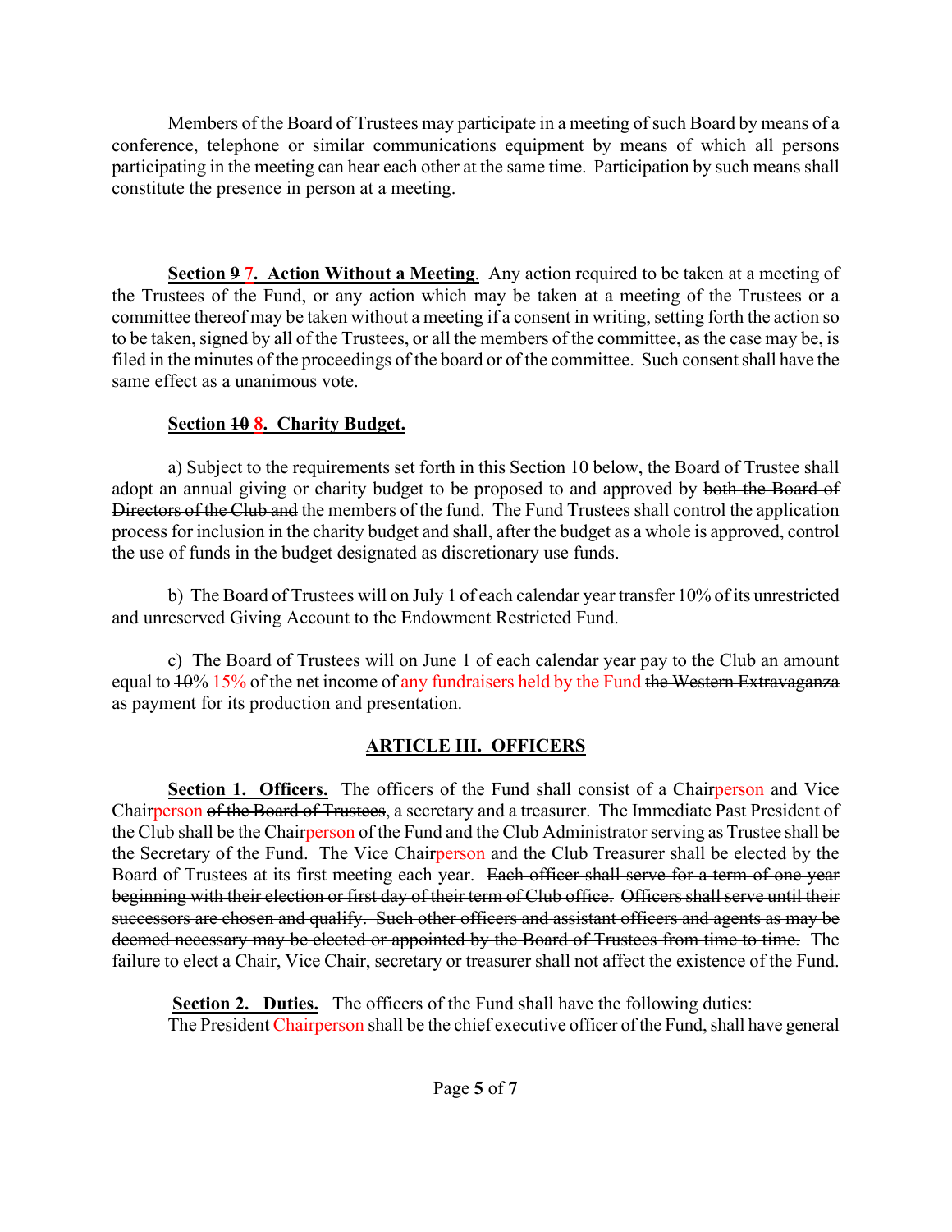Members of the Board of Trustees may participate in a meeting of such Board by means of a conference, telephone or similar communications equipment by means of which all persons participating in the meeting can hear each other at the same time. Participation by such means shall constitute the presence in person at a meeting.

**Section ~~9~~ 7. Action Without a Meeting**. Any action required to be taken at a meeting of the Trustees of the Fund, or any action which may be taken at a meeting of the Trustees or a committee thereof may be taken without a meeting if a consent in writing, setting forth the action so to be taken, signed by all of the Trustees, or all the members of the committee, as the case may be, is filed in the minutes of the proceedings of the board or of the committee. Such consent shall have the same effect as a unanimous vote.

**Section ~~10~~ 8. Charity Budget.**

a) Subject to the requirements set forth in this Section 10 below, the Board of Trustee shall adopt an annual giving or charity budget to be proposed to and approved by ~~both the Board of Directors of the Club and~~ the members of the fund. The Fund Trustees shall control the application process for inclusion in the charity budget and shall, after the budget as a whole is approved, control the use of funds in the budget designated as discretionary use funds.

b) The Board of Trustees will on July 1 of each calendar year transfer 10% of its unrestricted and unreserved Giving Account to the Endowment Restricted Fund.

c) The Board of Trustees will on June 1 of each calendar year pay to the Club an amount equal to ~~10~~% 15% of the net income of any fundraisers held by the Fund ~~the Western Extravaganza~~ as payment for its production and presentation.

## ARTICLE III. OFFICERS

**Section 1. Officers.** The officers of the Fund shall consist of a Chairperson and Vice Chairperson ~~of the Board of Trustees~~, a secretary and a treasurer. The Immediate Past President of the Club shall be the Chairperson of the Fund and the Club Administrator serving as Trustee shall be the Secretary of the Fund. The Vice Chairperson and the Club Treasurer shall be elected by the Board of Trustees at its first meeting each year. ~~Each officer shall serve for a term of one year beginning with their election or first day of their term of Club office. Officers shall serve until their successors are chosen and qualify. Such other officers and assistant officers and agents as may be deemed necessary may be elected or appointed by the Board of Trustees from time to time.~~ The failure to elect a Chair, Vice Chair, secretary or treasurer shall not affect the existence of the Fund.

**Section 2. Duties.** The officers of the Fund shall have the following duties:
The ~~President~~ Chairperson shall be the chief executive officer of the Fund, shall have general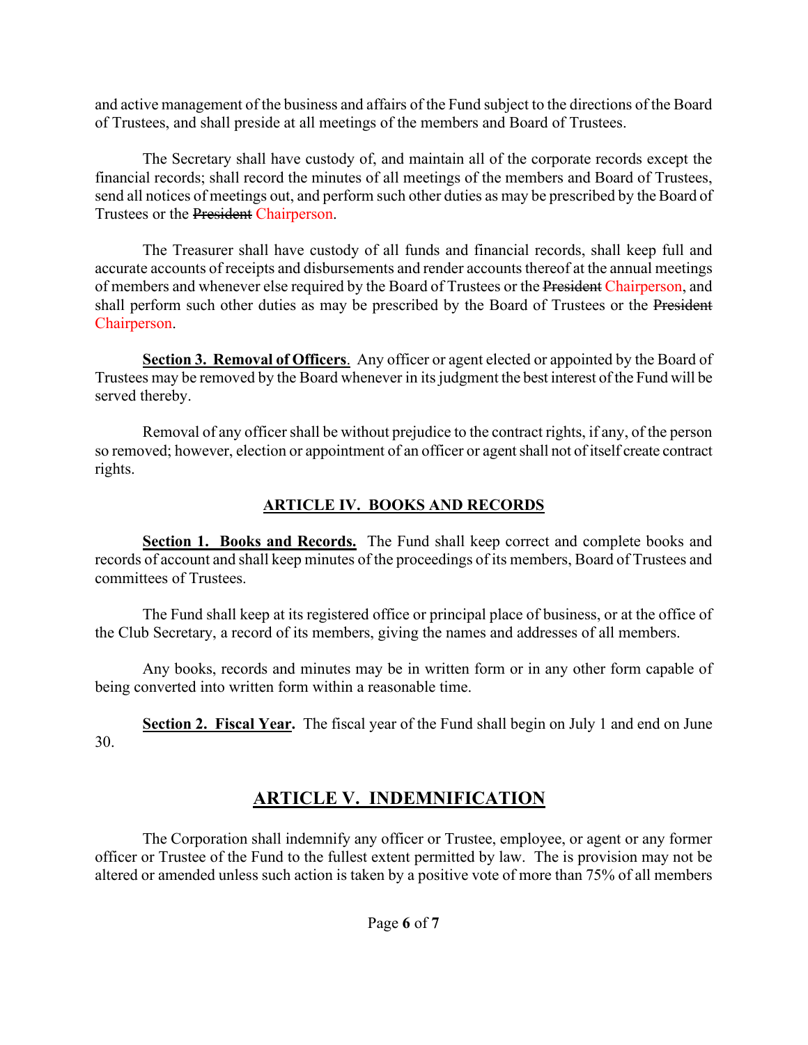and active management of the business and affairs of the Fund subject to the directions of the Board of Trustees, and shall preside at all meetings of the members and Board of Trustees.

The Secretary shall have custody of, and maintain all of the corporate records except the financial records; shall record the minutes of all meetings of the members and Board of Trustees, send all notices of meetings out, and perform such other duties as may be prescribed by the Board of Trustees or the ~~President~~ Chairperson.

The Treasurer shall have custody of all funds and financial records, shall keep full and accurate accounts of receipts and disbursements and render accounts thereof at the annual meetings of members and whenever else required by the Board of Trustees or the ~~President~~ Chairperson, and shall perform such other duties as may be prescribed by the Board of Trustees or the ~~President~~ Chairperson.

**Section 3. Removal of Officers**. Any officer or agent elected or appointed by the Board of Trustees may be removed by the Board whenever in its judgment the best interest of the Fund will be served thereby.

Removal of any officer shall be without prejudice to the contract rights, if any, of the person so removed; however, election or appointment of an officer or agent shall not of itself create contract rights.

## ARTICLE IV. BOOKS AND RECORDS

**Section 1. Books and Records.** The Fund shall keep correct and complete books and records of account and shall keep minutes of the proceedings of its members, Board of Trustees and committees of Trustees.

The Fund shall keep at its registered office or principal place of business, or at the office of the Club Secretary, a record of its members, giving the names and addresses of all members.

Any books, records and minutes may be in written form or in any other form capable of being converted into written form within a reasonable time.

**Section 2. Fiscal Year.** The fiscal year of the Fund shall begin on July 1 and end on June 30.

## ARTICLE V. INDEMNIFICATION

The Corporation shall indemnify any officer or Trustee, employee, or agent or any former officer or Trustee of the Fund to the fullest extent permitted by law. The is provision may not be altered or amended unless such action is taken by a positive vote of more than 75% of all members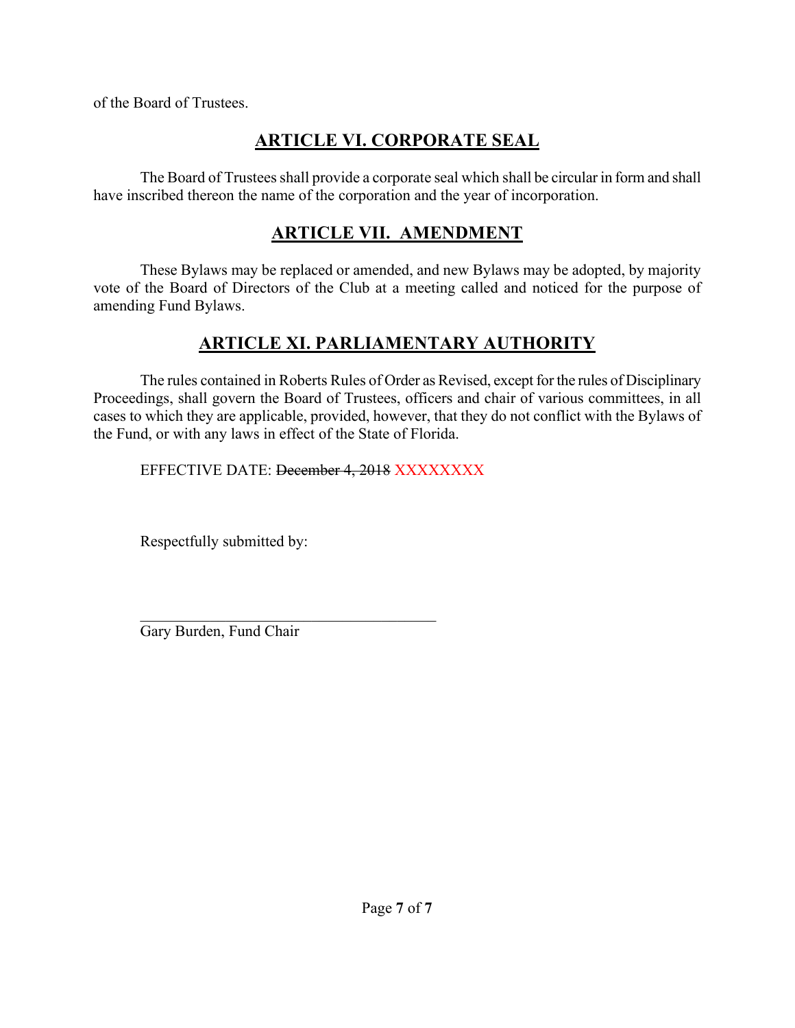of the Board of Trustees.

## ARTICLE VI. CORPORATE SEAL

The Board of Trustees shall provide a corporate seal which shall be circular in form and shall have inscribed thereon the name of the corporation and the year of incorporation.

## ARTICLE VII. AMENDMENT

These Bylaws may be replaced or amended, and new Bylaws may be adopted, by majority vote of the Board of Directors of the Club at a meeting called and noticed for the purpose of amending Fund Bylaws.

## ARTICLE XI. PARLIAMENTARY AUTHORITY

The rules contained in Roberts Rules of Order as Revised, except for the rules of Disciplinary Proceedings, shall govern the Board of Trustees, officers and chair of various committees, in all cases to which they are applicable, provided, however, that they do not conflict with the Bylaws of the Fund, or with any laws in effect of the State of Florida.

EFFECTIVE DATE: ~~December 4, 2018~~ XXXXXXXX

Respectfully submitted by:

\_\_\_\_\_\_\_\_\_\_\_\_\_\_\_\_\_\_\_\_\_\_\_\_\_\_\_\_\_\_\_\_\_\_\_\_\_\_\_

Gary Burden, Fund Chair